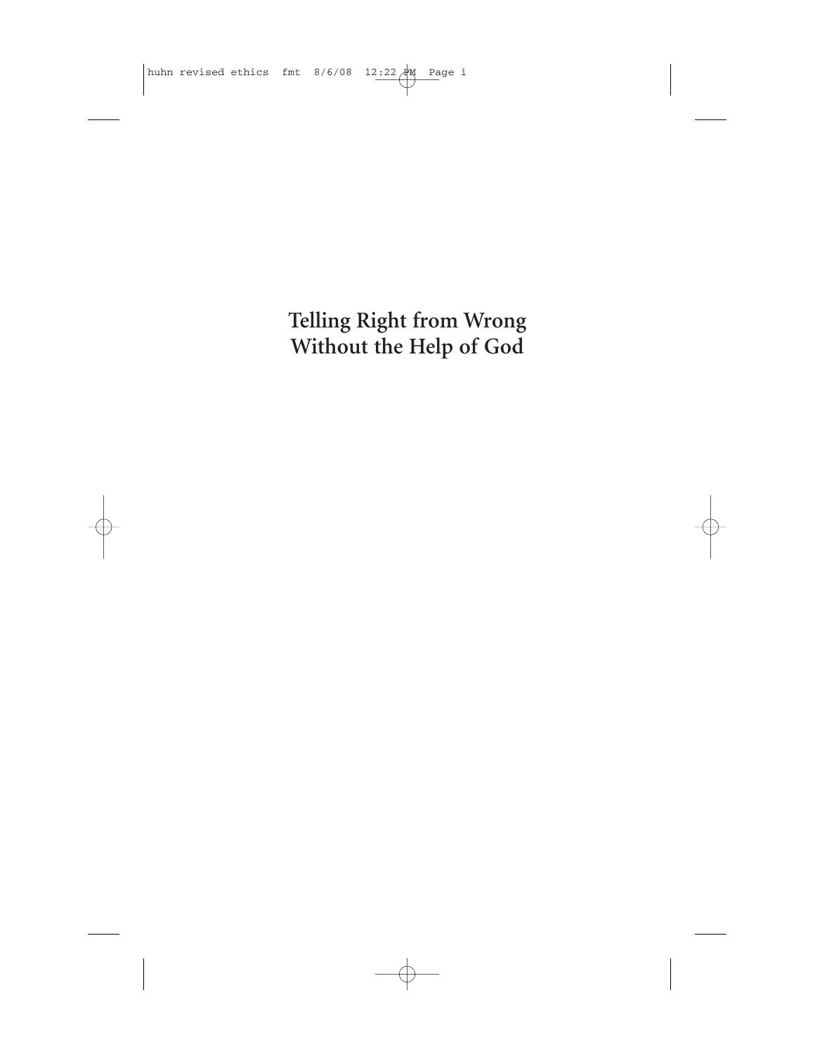# Telling Right from Wrong Without the Help of God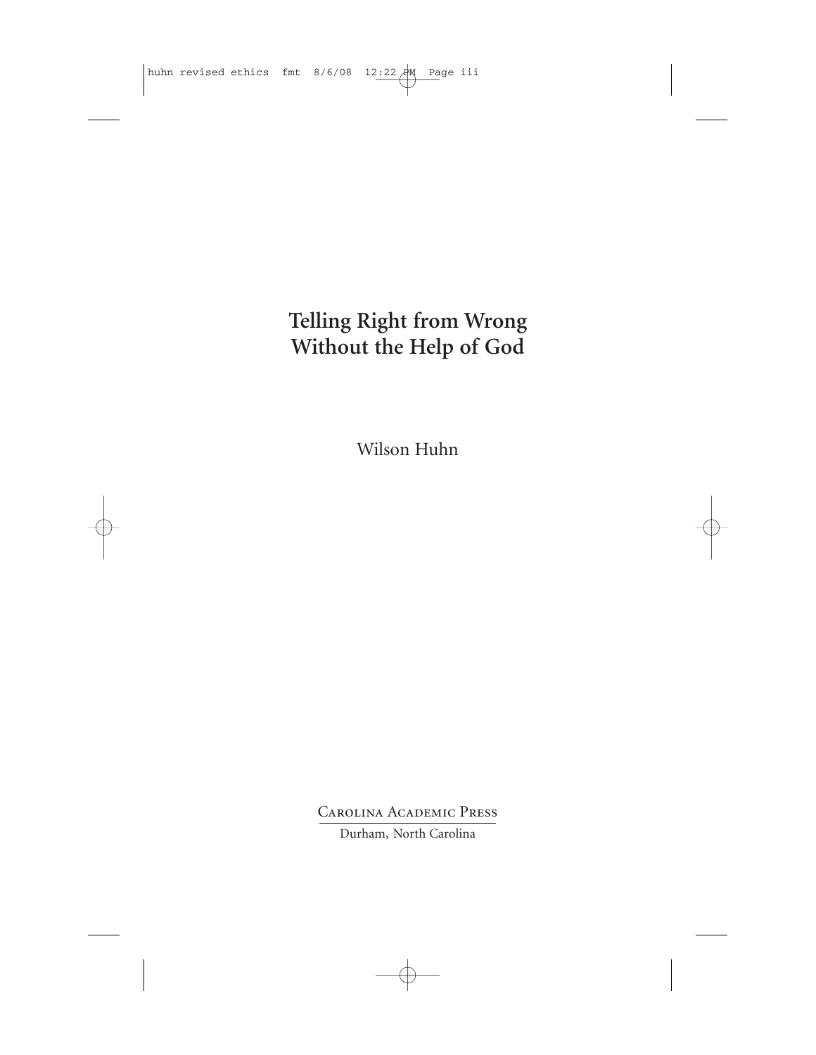# Telling Right from Wrong Without the Help of God

Wilson Huhn

Carolina Academic Press

Durham, North Carolina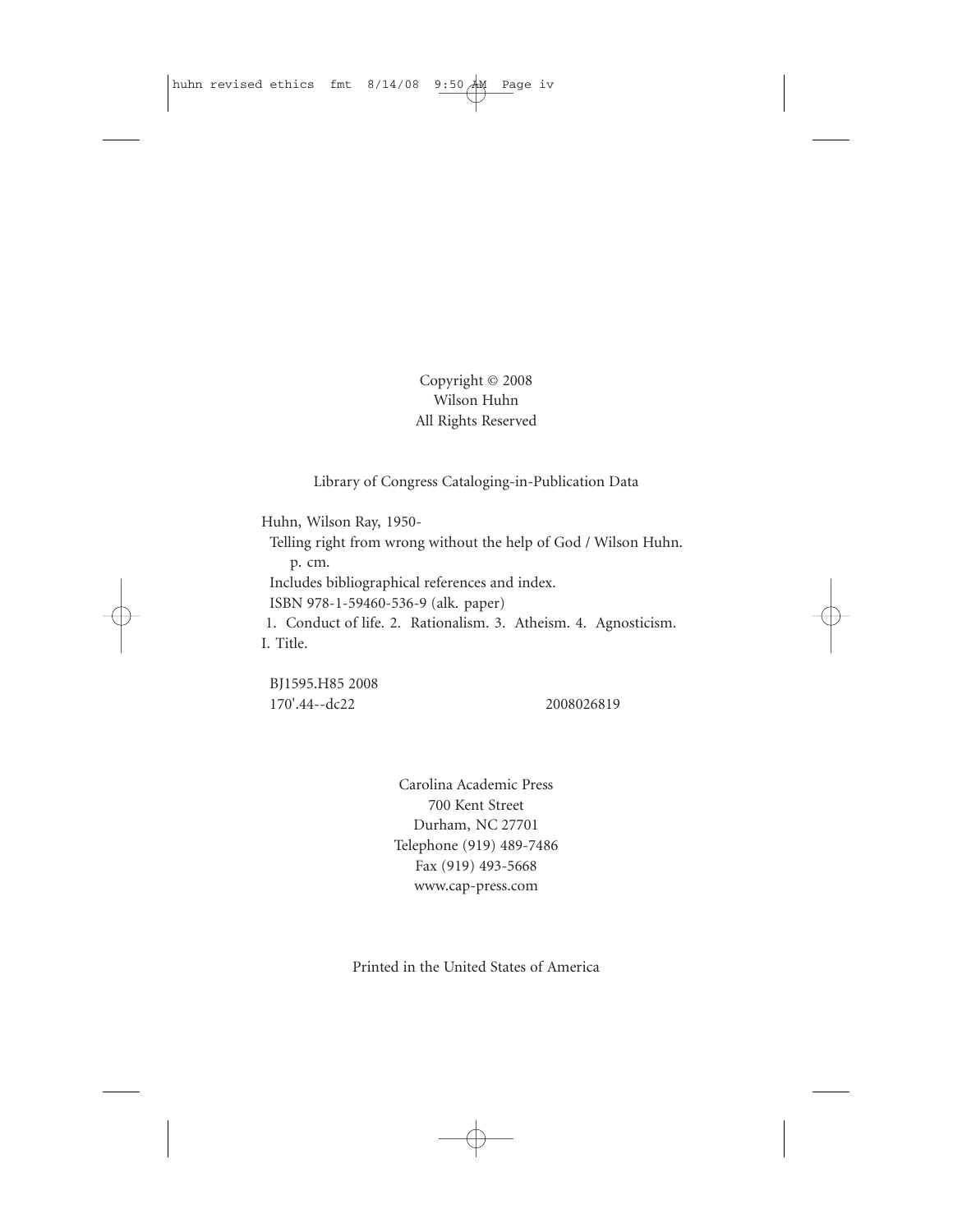Copyright © 2008
Wilson Huhn
All Rights Reserved

Library of Congress Cataloging-in-Publication Data

Huhn, Wilson Ray, 1950-
Telling right from wrong without the help of God / Wilson Huhn.
p. cm.
Includes bibliographical references and index.
ISBN 978-1-59460-536-9 (alk. paper)
1. Conduct of life. 2. Rationalism. 3. Atheism. 4. Agnosticism.
I. Title.

BJ1595.H85 2008
170'.44--dc22 2008026819

Carolina Academic Press
700 Kent Street
Durham, NC 27701
Telephone (919) 489-7486
Fax (919) 493-5668
www.cap-press.com

Printed in the United States of America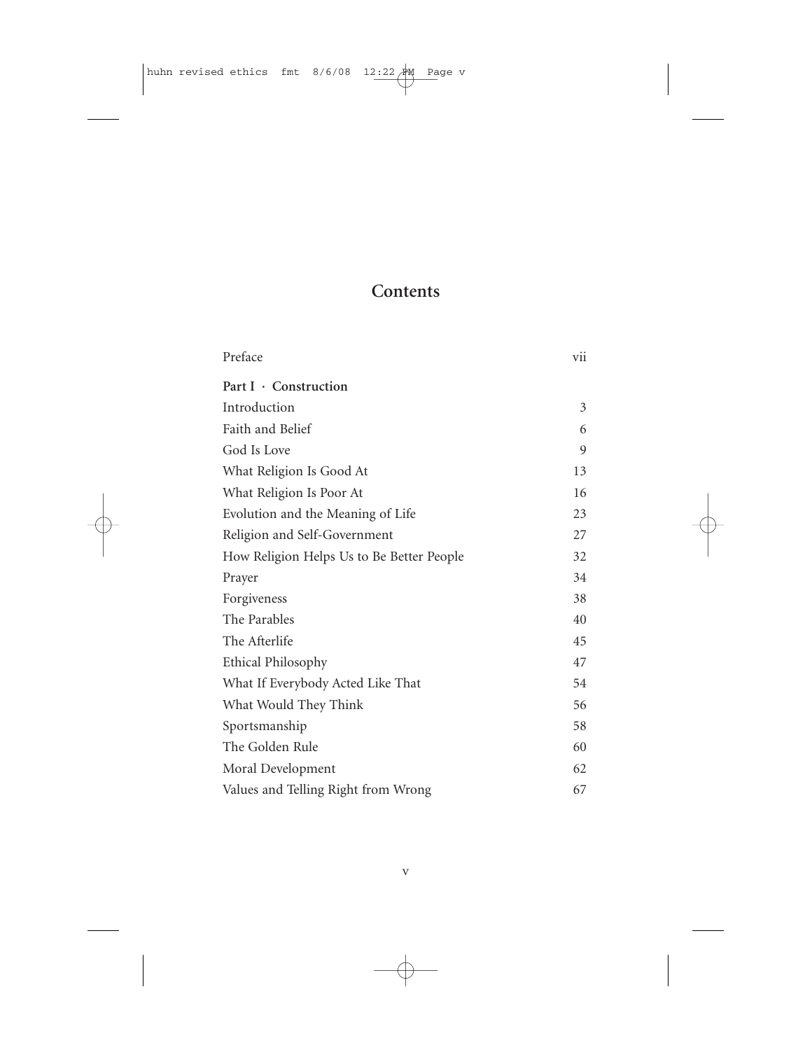# Contents

| | |
|---|---|
| Preface | vii |
| **Part I · Construction** | |
| Introduction | 3 |
| Faith and Belief | 6 |
| God Is Love | 9 |
| What Religion Is Good At | 13 |
| What Religion Is Poor At | 16 |
| Evolution and the Meaning of Life | 23 |
| Religion and Self-Government | 27 |
| How Religion Helps Us to Be Better People | 32 |
| Prayer | 34 |
| Forgiveness | 38 |
| The Parables | 40 |
| The Afterlife | 45 |
| Ethical Philosophy | 47 |
| What If Everybody Acted Like That | 54 |
| What Would They Think | 56 |
| Sportsmanship | 58 |
| The Golden Rule | 60 |
| Moral Development | 62 |
| Values and Telling Right from Wrong | 67 |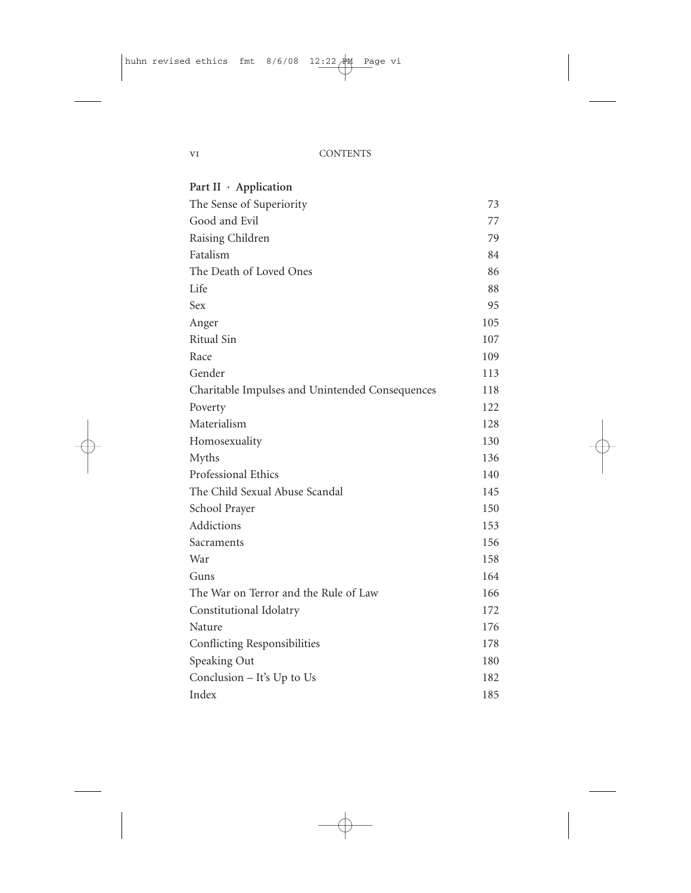## Part II · Application

| | |
|---|---|
| The Sense of Superiority | 73 |
| Good and Evil | 77 |
| Raising Children | 79 |
| Fatalism | 84 |
| The Death of Loved Ones | 86 |
| Life | 88 |
| Sex | 95 |
| Anger | 105 |
| Ritual Sin | 107 |
| Race | 109 |
| Gender | 113 |
| Charitable Impulses and Unintended Consequences | 118 |
| Poverty | 122 |
| Materialism | 128 |
| Homosexuality | 130 |
| Myths | 136 |
| Professional Ethics | 140 |
| The Child Sexual Abuse Scandal | 145 |
| School Prayer | 150 |
| Addictions | 153 |
| Sacraments | 156 |
| War | 158 |
| Guns | 164 |
| The War on Terror and the Rule of Law | 166 |
| Constitutional Idolatry | 172 |
| Nature | 176 |
| Conflicting Responsibilities | 178 |
| Speaking Out | 180 |
| Conclusion – It's Up to Us | 182 |
| Index | 185 |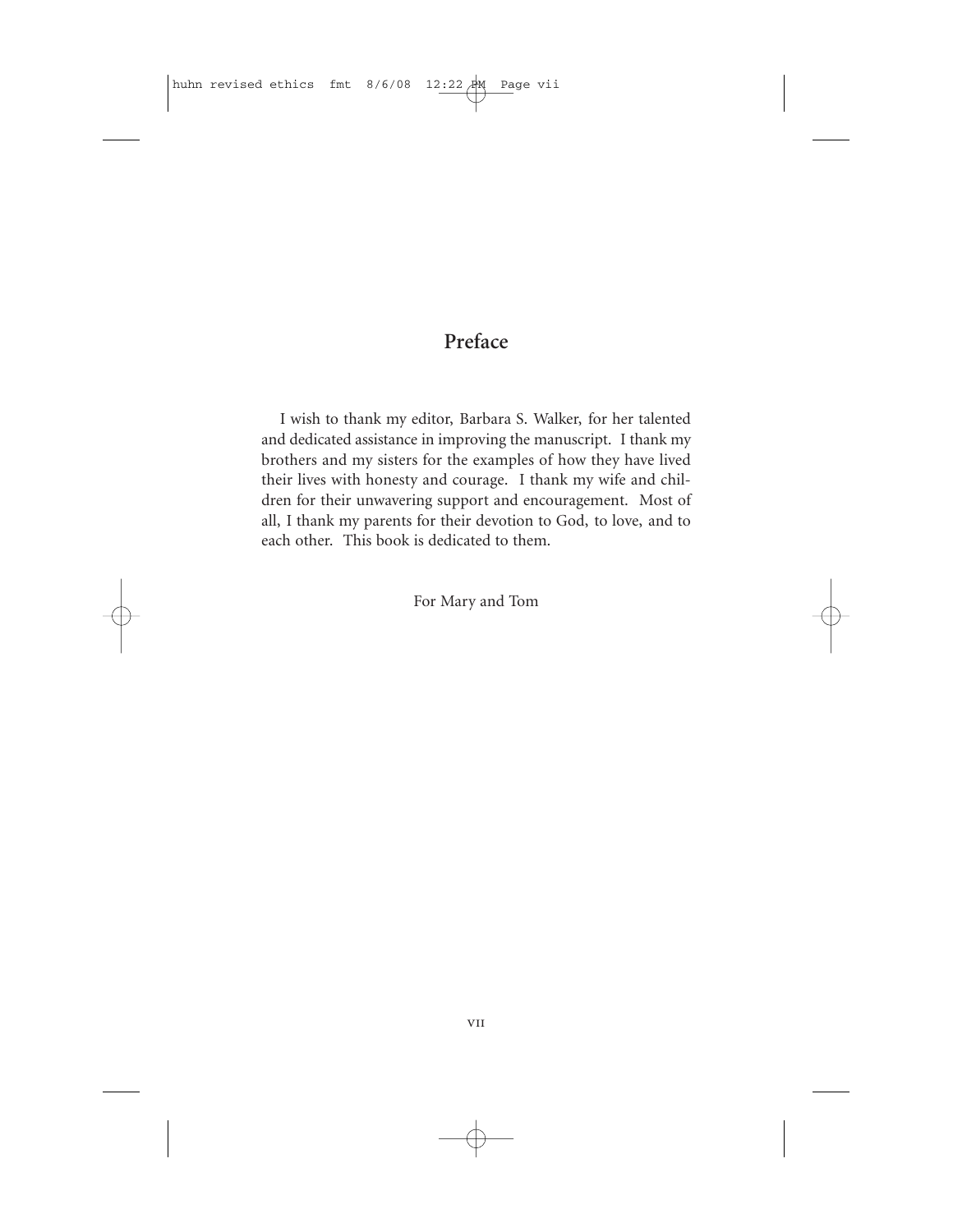# Preface

I wish to thank my editor, Barbara S. Walker, for her talented and dedicated assistance in improving the manuscript. I thank my brothers and my sisters for the examples of how they have lived their lives with honesty and courage. I thank my wife and children for their unwavering support and encouragement. Most of all, I thank my parents for their devotion to God, to love, and to each other. This book is dedicated to them.

For Mary and Tom